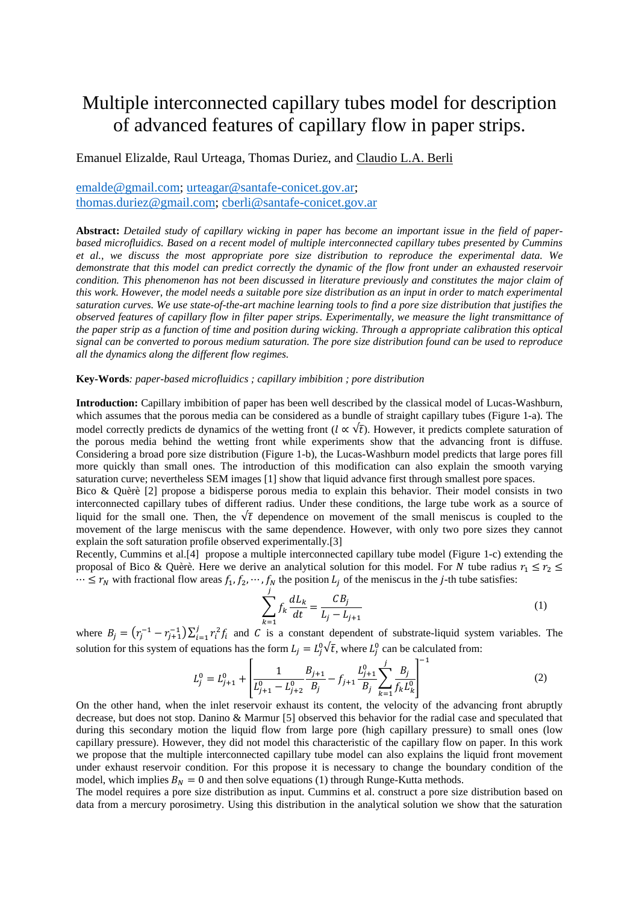# Multiple interconnected capillary tubes model for description of advanced features of capillary flow in paper strips.

Emanuel Elizalde, Raul Urteaga, Thomas Duriez, and Claudio L.A. Berli

emalde@gmail.com; urteagar@santafe-conicet.gov.ar; thomas.duriez@gmail.com; cberli@santafe-conicet.gov.ar

**Abstract:** *Detailed study of capillary wicking in paper has become an important issue in the field of paper-based microfluidics. Based on a recent model of multiple interconnected capillary tubes presented by Cummins et al., we discuss the most appropriate pore size distribution to reproduce the experimental data. We demonstrate that this model can predict correctly the dynamic of the flow front under an exhausted reservoir condition. This phenomenon has not been discussed in literature previously and constitutes the major claim of this work. However, the model needs a suitable pore size distribution as an input in order to match experimental saturation curves. We use state-of-the-art machine learning tools to find a pore size distribution that justifies the observed features of capillary flow in filter paper strips. Experimentally, we measure the light transmittance of the paper strip as a function of time and position during wicking. Through a appropriate calibration this optical signal can be converted to porous medium saturation. The pore size distribution found can be used to reproduce all the dynamics along the different flow regimes.*

**Key-Words***: paper-based microfluidics ; capillary imbibition ; pore distribution*

**Introduction:** Capillary imbibition of paper has been well described by the classical model of Lucas-Washburn, which assumes that the porous media can be considered as a bundle of straight capillary tubes (Figure 1-a). The model correctly predicts de dynamics of the wetting front ($l \propto \sqrt{t}$). However, it predicts complete saturation of the porous media behind the wetting front while experiments show that the advancing front is diffuse. Considering a broad pore size distribution (Figure 1-b), the Lucas-Washburn model predicts that large pores fill more quickly than small ones. The introduction of this modification can also explain the smooth varying saturation curve; nevertheless SEM images [1] show that liquid advance first through smallest pore spaces.

Bico & Quèrè [2] propose a bidisperse porous media to explain this behavior. Their model consists in two interconnected capillary tubes of different radius. Under these conditions, the large tube work as a source of liquid for the small one. Then, the $\sqrt{t}$ dependence on movement of the small meniscus is coupled to the movement of the large meniscus with the same dependence. However, with only two pore sizes they cannot explain the soft saturation profile observed experimentally.[3]

Recently, Cummins et al.[4] propose a multiple interconnected capillary tube model (Figure 1-c) extending the proposal of Bico & Quèrè. Here we derive an analytical solution for this model. For $N$ tube radius $r_1 \leq r_2 \leq \cdots \leq r_N$ with fractional flow areas $f_1, f_2, \cdots, f_N$ the position $L_j$ of the meniscus in the $j$-th tube satisfies:

$$\sum_{k=1}^{j} f_k \frac{dL_k}{dt} = \frac{CB_j}{L_j - L_{j+1}} \tag{1}$$

where $B_j = \left(r_j^{-1} - r_{j+1}^{-1}\right)\sum_{i=1}^{j} r_i^2 f_i$ and $C$ is a constant dependent of substrate-liquid system variables. The solution for this system of equations has the form $L_j = L_j^0\sqrt{t}$, where $L_j^0$ can be calculated from:

$$L_j^0 = L_{j+1}^0 + \left[\frac{1}{L_{j+1}^0 - L_{j+2}^0}\frac{B_{j+1}}{B_j} - f_{j+1}\frac{L_{j+1}^0}{B_j}\sum_{k=1}^{j}\frac{B_j}{f_k L_k^0}\right]^{-1} \tag{2}$$

On the other hand, when the inlet reservoir exhaust its content, the velocity of the advancing front abruptly decrease, but does not stop. Danino & Marmur [5] observed this behavior for the radial case and speculated that during this secondary motion the liquid flow from large pore (high capillary pressure) to small ones (low capillary pressure). However, they did not model this characteristic of the capillary flow on paper. In this work we propose that the multiple interconnected capillary tube model can also explains the liquid front movement under exhaust reservoir condition. For this propose it is necessary to change the boundary condition of the model, which implies $B_N = 0$ and then solve equations (1) through Runge-Kutta methods.

The model requires a pore size distribution as input. Cummins et al. construct a pore size distribution based on data from a mercury porosimetry. Using this distribution in the analytical solution we show that the saturation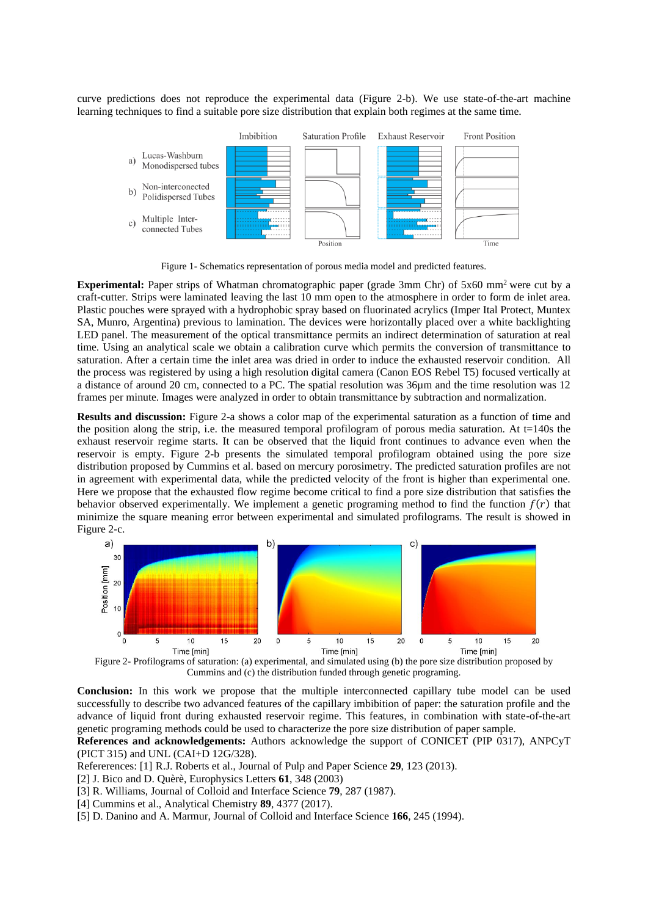curve predictions does not reproduce the experimental data (Figure 2-b). We use state-of-the-art machine learning techniques to find a suitable pore size distribution that explain both regimes at the same time.

Imbibition
Saturation Profile
Exhaust Reservoir
Front Position

a) Lucas-Washburn Monodispersed tubes
b) Non-interconected Polidispersed Tubes
c) Multiple Inter-connected Tubes

Position
Time

Figure 1- Schematics representation of porous media model and predicted features.

**Experimental:** Paper strips of Whatman chromatographic paper (grade 3mm Chr) of 5x60 mm$^2$ were cut by a craft-cutter. Strips were laminated leaving the last 10 mm open to the atmosphere in order to form de inlet area. Plastic pouches were sprayed with a hydrophobic spray based on fluorinated acrylics (Imper Ital Protect, Muntex SA, Munro, Argentina) previous to lamination. The devices were horizontally placed over a white backlighting LED panel. The measurement of the optical transmittance permits an indirect determination of saturation at real time. Using an analytical scale we obtain a calibration curve which permits the conversion of transmittance to saturation. After a certain time the inlet area was dried in order to induce the exhausted reservoir condition. All the process was registered by using a high resolution digital camera (Canon EOS Rebel T5) focused vertically at a distance of around 20 cm, connected to a PC. The spatial resolution was 36µm and the time resolution was 12 frames per minute. Images were analyzed in order to obtain transmittance by subtraction and normalization.

**Results and discussion:** Figure 2-a shows a color map of the experimental saturation as a function of time and the position along the strip, i.e. the measured temporal profilogram of porous media saturation. At t=140s the exhaust reservoir regime starts. It can be observed that the liquid front continues to advance even when the reservoir is empty. Figure 2-b presents the simulated temporal profilogram obtained using the pore size distribution proposed by Cummins et al. based on mercury porosimetry. The predicted saturation profiles are not in agreement with experimental data, while the predicted velocity of the front is higher than experimental one. Here we propose that the exhausted flow regime become critical to find a pore size distribution that satisfies the behavior observed experimentally. We implement a genetic programing method to find the function $f(r)$ that minimize the square meaning error between experimental and simulated profilograms. The result is showed in Figure 2-c.

a)
b)
c)
Position [mm]
30
20
10
0
0 5 10 15 20
Time [min]
0 5 10 15 20
Time [min]
0 5 10 15 20
Time [min]

Figure 2- Profilograms of saturation: (a) experimental, and simulated using (b) the pore size distribution proposed by Cummins and (c) the distribution funded through genetic programing.

**Conclusion:** In this work we propose that the multiple interconnected capillary tube model can be used successfully to describe two advanced features of the capillary imbibition of paper: the saturation profile and the advance of liquid front during exhausted reservoir regime. This features, in combination with state-of-the-art genetic programing methods could be used to characterize the pore size distribution of paper sample.

**References and acknowledgements:** Authors acknowledge the support of CONICET (PIP 0317), ANPCyT (PICT 315) and UNL (CAI+D 12G/328).

Refererences: [1] R.J. Roberts et al., Journal of Pulp and Paper Science **29**, 123 (2013).

[2] J. Bico and D. Quèrè, Europhysics Letters **61**, 348 (2003)

[3] R. Williams, Journal of Colloid and Interface Science **79**, 287 (1987).

[4] Cummins et al., Analytical Chemistry **89**, 4377 (2017).

[5] D. Danino and A. Marmur, Journal of Colloid and Interface Science **166**, 245 (1994).